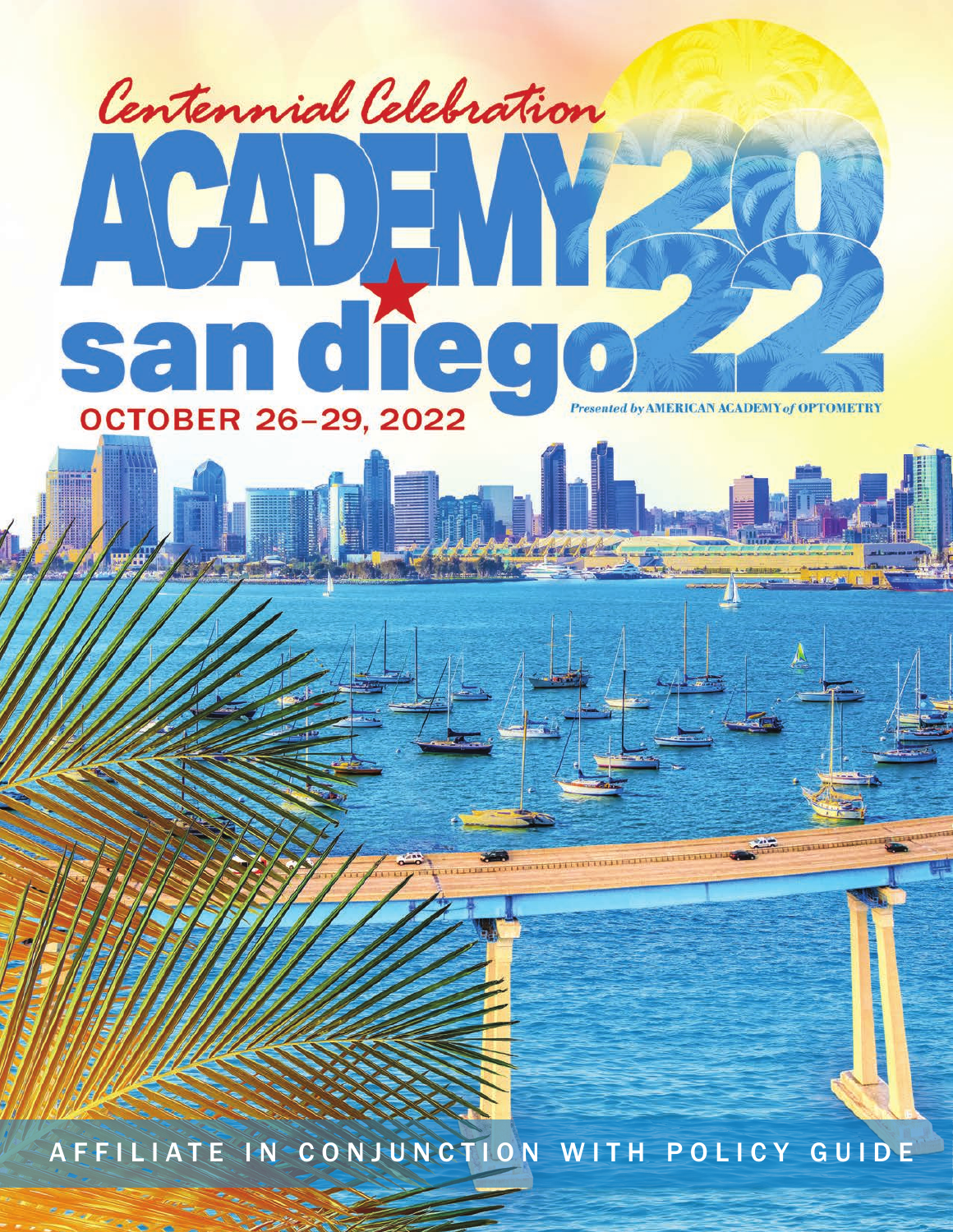*Centennial Celebration*

# ACADEMY 2022 san diego

**OCTOBER 26–29, 2022**

*Presented by* AMERICAN ACADEMY *of* OPTOMETRY

## AFFILIATE IN CONJUNCTION WITH POLICY GUIDE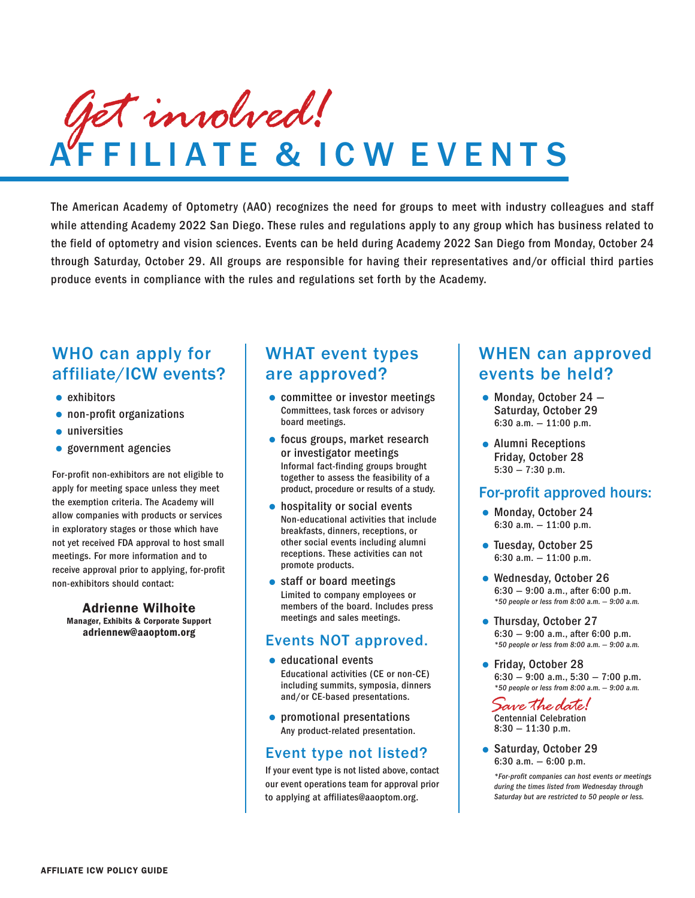# *Get involved!*
# AFFILIATE & ICW EVENTS

The American Academy of Optometry (AAO) recognizes the need for groups to meet with industry colleagues and staff while attending Academy 2022 San Diego. These rules and regulations apply to any group which has business related to the field of optometry and vision sciences. Events can be held during Academy 2022 San Diego from Monday, October 24 through Saturday, October 29. All groups are responsible for having their representatives and/or official third parties produce events in compliance with the rules and regulations set forth by the Academy.

## WHO can apply for affiliate/ICW events?

- exhibitors
- non-profit organizations
- universities
- government agencies

For-profit non-exhibitors are not eligible to apply for meeting space unless they meet the exemption criteria. The Academy will allow companies with products or services in exploratory stages or those which have not yet received FDA approval to host small meetings. For more information and to receive approval prior to applying, for-profit non-exhibitors should contact:

**Adrienne Wilhoite**
**Manager, Exhibits & Corporate Support**
**adriennew@aaoptom.org**

## WHAT event types are approved?

- **committee or investor meetings**
  Committees, task forces or advisory board meetings.
- **focus groups, market research or investigator meetings**
  Informal fact-finding groups brought together to assess the feasibility of a product, procedure or results of a study.
- **hospitality or social events**
  Non-educational activities that include breakfasts, dinners, receptions, or other social events including alumni receptions. These activities can not promote products.
- **staff or board meetings**
  Limited to company employees or members of the board. Includes press meetings and sales meetings.

### Events NOT approved.

- **educational events**
  Educational activities (CE or non-CE) including summits, symposia, dinners and/or CE-based presentations.
- **promotional presentations**
  Any product-related presentation.

### Event type not listed?

If your event type is not listed above, contact our event operations team for approval prior to applying at affiliates@aaoptom.org.

## WHEN can approved events be held?

- **Monday, October 24 – Saturday, October 29**
  6:30 a.m. – 11:00 p.m.
- **Alumni Receptions**
  **Friday, October 28**
  5:30 – 7:30 p.m.

### For-profit approved hours:

- **Monday, October 24**
  6:30 a.m. – 11:00 p.m.
- **Tuesday, October 25**
  6:30 a.m. – 11:00 p.m.
- **Wednesday, October 26**
  6:30 – 9:00 a.m., after 6:00 p.m.
  *\*50 people or less from 8:00 a.m. – 9:00 a.m.*
- **Thursday, October 27**
  6:30 – 9:00 a.m., after 6:00 p.m.
  *\*50 people or less from 8:00 a.m. – 9:00 a.m.*
- **Friday, October 28**
  6:30 – 9:00 a.m., 5:30 – 7:00 p.m.
  *\*50 people or less from 8:00 a.m. – 9:00 a.m.*

*Save the date!*
Centennial Celebration
8:30 – 11:30 p.m.

- **Saturday, October 29**
  6:30 a.m. – 6:00 p.m.

*\*For-profit companies can host events or meetings during the times listed from Wednesday through Saturday but are restricted to 50 people or less.*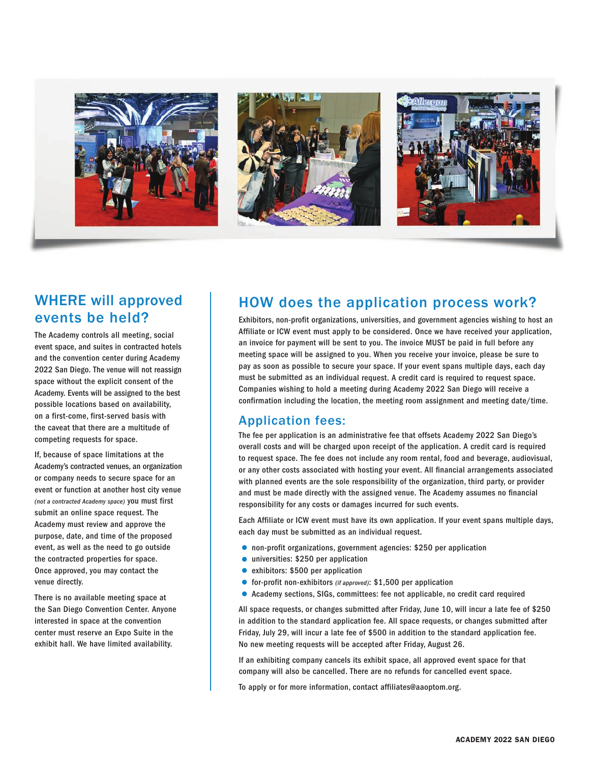## WHERE will approved events be held?

The Academy controls all meeting, social event space, and suites in contracted hotels and the convention center during Academy 2022 San Diego. The venue will not reassign space without the explicit consent of the Academy. Events will be assigned to the best possible locations based on availability, on a first-come, first-served basis with the caveat that there are a multitude of competing requests for space.

If, because of space limitations at the Academy's contracted venues, an organization or company needs to secure space for an event or function at another host city venue *(not a contracted Academy space)* you must first submit an online space request. The Academy must review and approve the purpose, date, and time of the proposed event, as well as the need to go outside the contracted properties for space. Once approved, you may contact the venue directly.

There is no available meeting space at the San Diego Convention Center. Anyone interested in space at the convention center must reserve an Expo Suite in the exhibit hall. We have limited availability.

## HOW does the application process work?

Exhibitors, non-profit organizations, universities, and government agencies wishing to host an Affiliate or ICW event must apply to be considered. Once we have received your application, an invoice for payment will be sent to you. The invoice MUST be paid in full before any meeting space will be assigned to you. When you receive your invoice, please be sure to pay as soon as possible to secure your space. If your event spans multiple days, each day must be submitted as an individual request. A credit card is required to request space. Companies wishing to hold a meeting during Academy 2022 San Diego will receive a confirmation including the location, the meeting room assignment and meeting date/time.

## Application fees:

The fee per application is an administrative fee that offsets Academy 2022 San Diego's overall costs and will be charged upon receipt of the application. A credit card is required to request space. The fee does not include any room rental, food and beverage, audiovisual, or any other costs associated with hosting your event. All financial arrangements associated with planned events are the sole responsibility of the organization, third party, or provider and must be made directly with the assigned venue. The Academy assumes no financial responsibility for any costs or damages incurred for such events.

Each Affiliate or ICW event must have its own application. If your event spans multiple days, each day must be submitted as an individual request.

- non-profit organizations, government agencies: $250 per application
- universities: $250 per application
- exhibitors: $500 per application
- for-profit non-exhibitors *(if approved)*: $1,500 per application
- Academy sections, SIGs, committees: fee not applicable, no credit card required

All space requests, or changes submitted after Friday, June 10, will incur a late fee of $250 in addition to the standard application fee. All space requests, or changes submitted after Friday, July 29, will incur a late fee of $500 in addition to the standard application fee. No new meeting requests will be accepted after Friday, August 26.

If an exhibiting company cancels its exhibit space, all approved event space for that company will also be cancelled. There are no refunds for cancelled event space.

To apply or for more information, contact affiliates@aaoptom.org.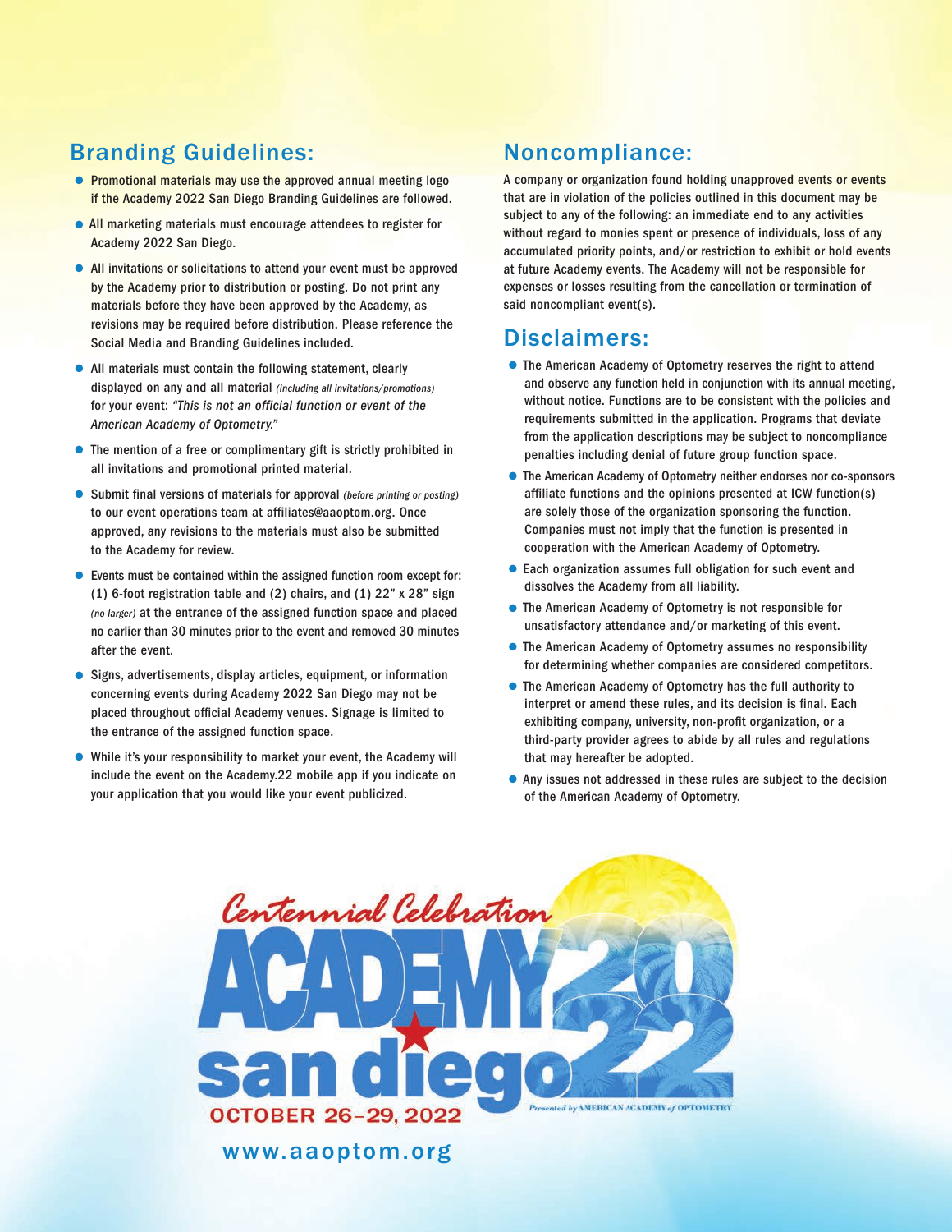## Branding Guidelines:

- Promotional materials may use the approved annual meeting logo if the Academy 2022 San Diego Branding Guidelines are followed.
- All marketing materials must encourage attendees to register for Academy 2022 San Diego.
- All invitations or solicitations to attend your event must be approved by the Academy prior to distribution or posting. Do not print any materials before they have been approved by the Academy, as revisions may be required before distribution. Please reference the Social Media and Branding Guidelines included.
- All materials must contain the following statement, clearly displayed on any and all material *(including all invitations/promotions)* for your event: *"This is not an official function or event of the American Academy of Optometry."*
- The mention of a free or complimentary gift is strictly prohibited in all invitations and promotional printed material.
- Submit final versions of materials for approval *(before printing or posting)* to our event operations team at affiliates@aaoptom.org. Once approved, any revisions to the materials must also be submitted to the Academy for review.
- Events must be contained within the assigned function room except for: (1) 6-foot registration table and (2) chairs, and (1) 22" x 28" sign *(no larger)* at the entrance of the assigned function space and placed no earlier than 30 minutes prior to the event and removed 30 minutes after the event.
- Signs, advertisements, display articles, equipment, or information concerning events during Academy 2022 San Diego may not be placed throughout official Academy venues. Signage is limited to the entrance of the assigned function space.
- While it's your responsibility to market your event, the Academy will include the event on the Academy.22 mobile app if you indicate on your application that you would like your event publicized.

## Noncompliance:

A company or organization found holding unapproved events or events that are in violation of the policies outlined in this document may be subject to any of the following: an immediate end to any activities without regard to monies spent or presence of individuals, loss of any accumulated priority points, and/or restriction to exhibit or hold events at future Academy events. The Academy will not be responsible for expenses or losses resulting from the cancellation or termination of said noncompliant event(s).

## Disclaimers:

- The American Academy of Optometry reserves the right to attend and observe any function held in conjunction with its annual meeting, without notice. Functions are to be consistent with the policies and requirements submitted in the application. Programs that deviate from the application descriptions may be subject to noncompliance penalties including denial of future group function space.
- The American Academy of Optometry neither endorses nor co-sponsors affiliate functions and the opinions presented at ICW function(s) are solely those of the organization sponsoring the function. Companies must not imply that the function is presented in cooperation with the American Academy of Optometry.
- Each organization assumes full obligation for such event and dissolves the Academy from all liability.
- The American Academy of Optometry is not responsible for unsatisfactory attendance and/or marketing of this event.
- The American Academy of Optometry assumes no responsibility for determining whether companies are considered competitors.
- The American Academy of Optometry has the full authority to interpret or amend these rules, and its decision is final. Each exhibiting company, university, non-profit organization, or a third-party provider agrees to abide by all rules and regulations that may hereafter be adopted.
- Any issues not addressed in these rules are subject to the decision of the American Academy of Optometry.

Centennial Celebration

ACADEMY 2022 san diego

OCTOBER 26–29, 2022

Presented by AMERICAN ACADEMY of OPTOMETRY

www.aaoptom.org